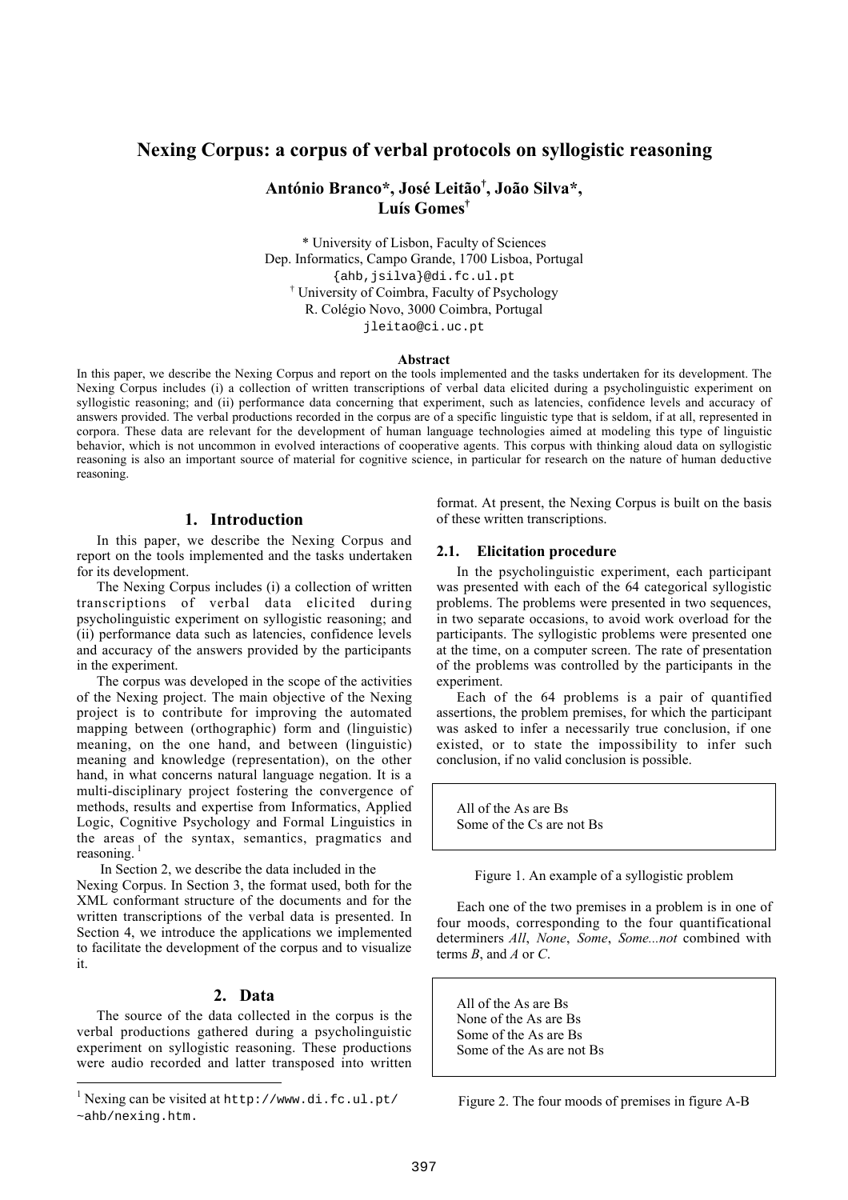# Nexing Corpus: a corpus of verbal protocols on syllogistic reasoning

**António Branco\*, José Leitão[†], João Silva\*, Luís Gomes[†]**

\* University of Lisbon, Faculty of Sciences
Dep. Informatics, Campo Grande, 1700 Lisboa, Portugal
{ahb,jsilva}@di.fc.ul.pt
[†] University of Coimbra, Faculty of Psychology
R. Colégio Novo, 3000 Coimbra, Portugal
jleitao@ci.uc.pt

**Abstract**

In this paper, we describe the Nexing Corpus and report on the tools implemented and the tasks undertaken for its development. The Nexing Corpus includes (i) a collection of written transcriptions of verbal data elicited during a psycholinguistic experiment on syllogistic reasoning; and (ii) performance data concerning that experiment, such as latencies, confidence levels and accuracy of answers provided. The verbal productions recorded in the corpus are of a specific linguistic type that is seldom, if at all, represented in corpora. These data are relevant for the development of human language technologies aimed at modeling this type of linguistic behavior, which is not uncommon in evolved interactions of cooperative agents. This corpus with thinking aloud data on syllogistic reasoning is also an important source of material for cognitive science, in particular for research on the nature of human deductive reasoning.

## 1. Introduction

In this paper, we describe the Nexing Corpus and report on the tools implemented and the tasks undertaken for its development.

The Nexing Corpus includes (i) a collection of written transcriptions of verbal data elicited during psycholinguistic experiment on syllogistic reasoning; and (ii) performance data such as latencies, confidence levels and accuracy of the answers provided by the participants in the experiment.

The corpus was developed in the scope of the activities of the Nexing project. The main objective of the Nexing project is to contribute for improving the automated mapping between (orthographic) form and (linguistic) meaning, on the one hand, and between (linguistic) meaning and knowledge (representation), on the other hand, in what concerns natural language negation. It is a multi-disciplinary project fostering the convergence of methods, results and expertise from Informatics, Applied Logic, Cognitive Psychology and Formal Linguistics in the areas of the syntax, semantics, pragmatics and reasoning. [1]

In Section 2, we describe the data included in the Nexing Corpus. In Section 3, the format used, both for the XML conformant structure of the documents and for the written transcriptions of the verbal data is presented. In Section 4, we introduce the applications we implemented to facilitate the development of the corpus and to visualize it.

## 2. Data

The source of the data collected in the corpus is the verbal productions gathered during a psycholinguistic experiment on syllogistic reasoning. These productions were audio recorded and latter transposed into written format. At present, the Nexing Corpus is built on the basis of these written transcriptions.

### 2.1. Elicitation procedure

In the psycholinguistic experiment, each participant was presented with each of the 64 categorical syllogistic problems. The problems were presented in two sequences, in two separate occasions, to avoid work overload for the participants. The syllogistic problems were presented one at the time, on a computer screen. The rate of presentation of the problems was controlled by the participants in the experiment.

Each of the 64 problems is a pair of quantified assertions, the problem premises, for which the participant was asked to infer a necessarily true conclusion, if one existed, or to state the impossibility to infer such conclusion, if no valid conclusion is possible.

```
All of the As are Bs
Some of the Cs are not Bs
```

Figure 1. An example of a syllogistic problem

Each one of the two premises in a problem is in one of four moods, corresponding to the four quantificational determiners *All*, *None*, *Some*, *Some...not* combined with terms *B*, and *A* or *C*.

```
All of the As are Bs
None of the As are Bs
Some of the As are Bs
Some of the As are not Bs
```

Figure 2. The four moods of premises in figure A-B

[1] Nexing can be visited at http://www.di.fc.ul.pt/~ahb/nexing.htm.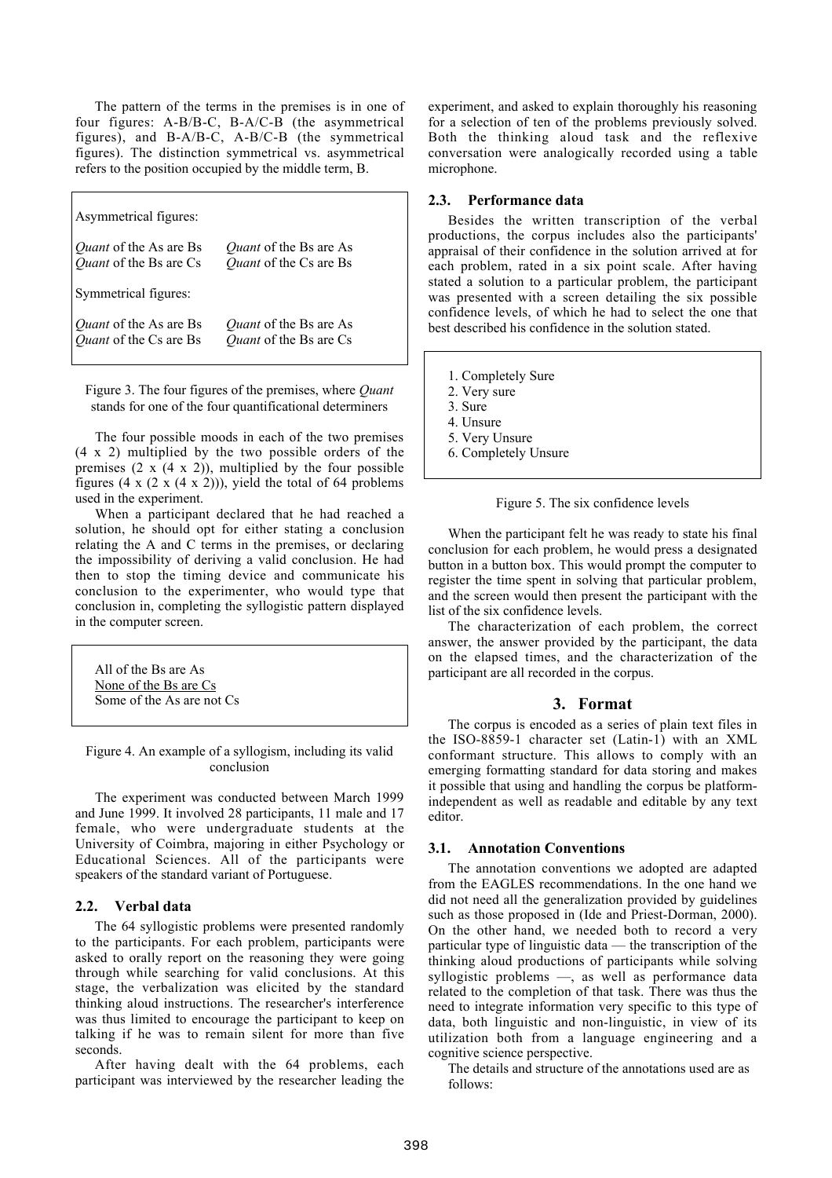The pattern of the terms in the premises is in one of four figures: A-B/B-C, B-A/C-B (the asymmetrical figures), and B-A/B-C, A-B/C-B (the symmetrical figures). The distinction symmetrical vs. asymmetrical refers to the position occupied by the middle term, B.

Asymmetrical figures:

| | |
|---|---|
| *Quant* of the As are Bs<br>*Quant* of the Bs are Cs | *Quant* of the Bs are As<br>*Quant* of the Cs are Bs |

Symmetrical figures:

| | |
|---|---|
| *Quant* of the As are Bs<br>*Quant* of the Cs are Bs | *Quant* of the Bs are As<br>*Quant* of the Bs are Cs |

Figure 3. The four figures of the premises, where *Quant* stands for one of the four quantificational determiners

The four possible moods in each of the two premises (4 x 2) multiplied by the two possible orders of the premises (2 x (4 x 2)), multiplied by the four possible figures (4 x (2 x (4 x 2))), yield the total of 64 problems used in the experiment.

When a participant declared that he had reached a solution, he should opt for either stating a conclusion relating the A and C terms in the premises, or declaring the impossibility of deriving a valid conclusion. He had then to stop the timing device and communicate his conclusion to the experimenter, who would type that conclusion in, completing the syllogistic pattern displayed in the computer screen.

All of the Bs are As
<u>None of the Bs are Cs</u>
Some of the As are not Cs

Figure 4. An example of a syllogism, including its valid conclusion

The experiment was conducted between March 1999 and June 1999. It involved 28 participants, 11 male and 17 female, who were undergraduate students at the University of Coimbra, majoring in either Psychology or Educational Sciences. All of the participants were speakers of the standard variant of Portuguese.

### 2.2. Verbal data

The 64 syllogistic problems were presented randomly to the participants. For each problem, participants were asked to orally report on the reasoning they were going through while searching for valid conclusions. At this stage, the verbalization was elicited by the standard thinking aloud instructions. The researcher's interference was thus limited to encourage the participant to keep on talking if he was to remain silent for more than five seconds.

After having dealt with the 64 problems, each participant was interviewed by the researcher leading the experiment, and asked to explain thoroughly his reasoning for a selection of ten of the problems previously solved. Both the thinking aloud task and the reflexive conversation were analogically recorded using a table microphone.

### 2.3. Performance data

Besides the written transcription of the verbal productions, the corpus includes also the participants' appraisal of their confidence in the solution arrived at for each problem, rated in a six point scale. After having stated a solution to a particular problem, the participant was presented with a screen detailing the six possible confidence levels, of which he had to select the one that best described his confidence in the solution stated.

1. Completely Sure
2. Very sure
3. Sure
4. Unsure
5. Very Unsure
6. Completely Unsure

Figure 5. The six confidence levels

When the participant felt he was ready to state his final conclusion for each problem, he would press a designated button in a button box. This would prompt the computer to register the time spent in solving that particular problem, and the screen would then present the participant with the list of the six confidence levels.

The characterization of each problem, the correct answer, the answer provided by the participant, the data on the elapsed times, and the characterization of the participant are all recorded in the corpus.

## 3. Format

The corpus is encoded as a series of plain text files in the ISO-8859-1 character set (Latin-1) with an XML conformant structure. This allows to comply with an emerging formatting standard for data storing and makes it possible that using and handling the corpus be platform-independent as well as readable and editable by any text editor.

### 3.1. Annotation Conventions

The annotation conventions we adopted are adapted from the EAGLES recommendations. In the one hand we did not need all the generalization provided by guidelines such as those proposed in (Ide and Priest-Dorman, 2000). On the other hand, we needed both to record a very particular type of linguistic data — the transcription of the thinking aloud productions of participants while solving syllogistic problems —, as well as performance data related to the completion of that task. There was thus the need to integrate information very specific to this type of data, both linguistic and non-linguistic, in view of its utilization both from a language engineering and a cognitive science perspective.

The details and structure of the annotations used are as follows: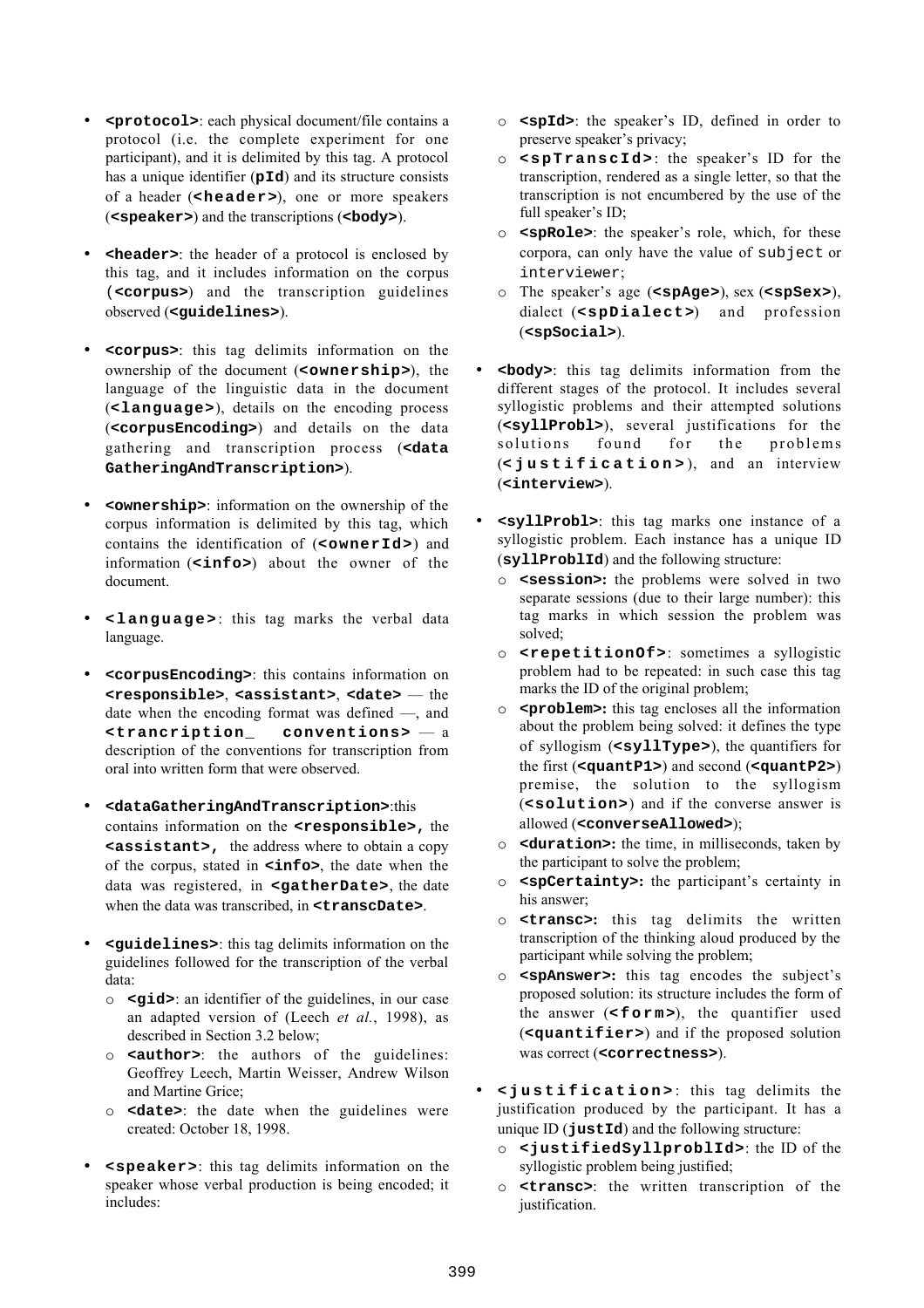- **`<protocol>`**: each physical document/file contains a protocol (i.e. the complete experiment for one participant), and it is delimited by this tag. A protocol has a unique identifier (**`pId`**) and its structure consists of a header (**`<header>`**), one or more speakers (**`<speaker>`**) and the transcriptions (**`<body>`**).

- **`<header>`**: the header of a protocol is enclosed by this tag, and it includes information on the corpus (**`<corpus>`**) and the transcription guidelines observed (**`<guidelines>`**).

- **`<corpus>`**: this tag delimits information on the ownership of the document (**`<ownership>`**), the language of the linguistic data in the document (**`<language>`**), details on the encoding process (**`<corpusEncoding>`**) and details on the data gathering and transcription process (**`<dataGatheringAndTranscription>`**).

- **`<ownership>`**: information on the ownership of the corpus information is delimited by this tag, which contains the identification of (**`<ownerId>`**) and information (**`<info>`**) about the owner of the document.

- **`<language>`**: this tag marks the verbal data language.

- **`<corpusEncoding>`**: this contains information on **`<responsible>`**, **`<assistant>`**, **`<date>`** — the date when the encoding format was defined —, and **`<trancription_ conventions>`** — a description of the conventions for transcription from oral into written form that were observed.

- **`<dataGatheringAndTranscription>`**:this contains information on the **`<responsible>,`** the **`<assistant>,`** the address where to obtain a copy of the corpus, stated in **`<info>`**, the date when the data was registered, in **`<gatherDate>`**, the date when the data was transcribed, in **`<transcDate>`**.

- **`<guidelines>`**: this tag delimits information on the guidelines followed for the transcription of the verbal data:
  - **`<gid>`**: an identifier of the guidelines, in our case an adapted version of (Leech *et al.*, 1998), as described in Section 3.2 below;
  - **`<author>`**: the authors of the guidelines: Geoffrey Leech, Martin Weisser, Andrew Wilson and Martine Grice;
  - **`<date>`**: the date when the guidelines were created: October 18, 1998.

- **`<speaker>`**: this tag delimits information on the speaker whose verbal production is being encoded; it includes:
  - **`<spId>`**: the speaker's ID, defined in order to preserve speaker's privacy;
  - **`<spTranscId>`**: the speaker's ID for the transcription, rendered as a single letter, so that the transcription is not encumbered by the use of the full speaker's ID;
  - **`<spRole>`**: the speaker's role, which, for these corpora, can only have the value of `subject` or `interviewer`;
  - The speaker's age (**`<spAge>`**), sex (**`<spSex>`**), dialect (**`<spDialect>`**) and profession (**`<spSocial>`**).

- **`<body>`**: this tag delimits information from the different stages of the protocol. It includes several syllogistic problems and their attempted solutions (**`<syllProbl>`**), several justifications for the solutions found for the problems (**`<justification>`**), and an interview (**`<interview>`**).

- **`<syllProbl>`**: this tag marks one instance of a syllogistic problem. Each instance has a unique ID (**`syllProblId`**) and the following structure:
  - **`<session>`:** the problems were solved in two separate sessions (due to their large number): this tag marks in which session the problem was solved;
  - **`<repetitionOf>`**: sometimes a syllogistic problem had to be repeated: in such case this tag marks the ID of the original problem;
  - **`<problem>`:** this tag encloses all the information about the problem being solved: it defines the type of syllogism (**`<syllType>`**), the quantifiers for the first (**`<quantP1>`**) and second (**`<quantP2>`**) premise, the solution to the syllogism (**`<solution>`**) and if the converse answer is allowed (**`<converseAllowed>`**);
  - **`<duration>`:** the time, in milliseconds, taken by the participant to solve the problem;
  - **`<spCertainty>`:** the participant's certainty in his answer;
  - **`<transc>`:** this tag delimits the written transcription of the thinking aloud produced by the participant while solving the problem;
  - **`<spAnswer>`:** this tag encodes the subject's proposed solution: its structure includes the form of the answer (**`<form>`**), the quantifier used (**`<quantifier>`**) and if the proposed solution was correct (**`<correctness>`**).

- **`<justification>`**: this tag delimits the justification produced by the participant. It has a unique ID (**`justId`**) and the following structure:
  - **`<justifiedSyllproblId>`**: the ID of the syllogistic problem being justified;
  - **`<transc>`**: the written transcription of the justification.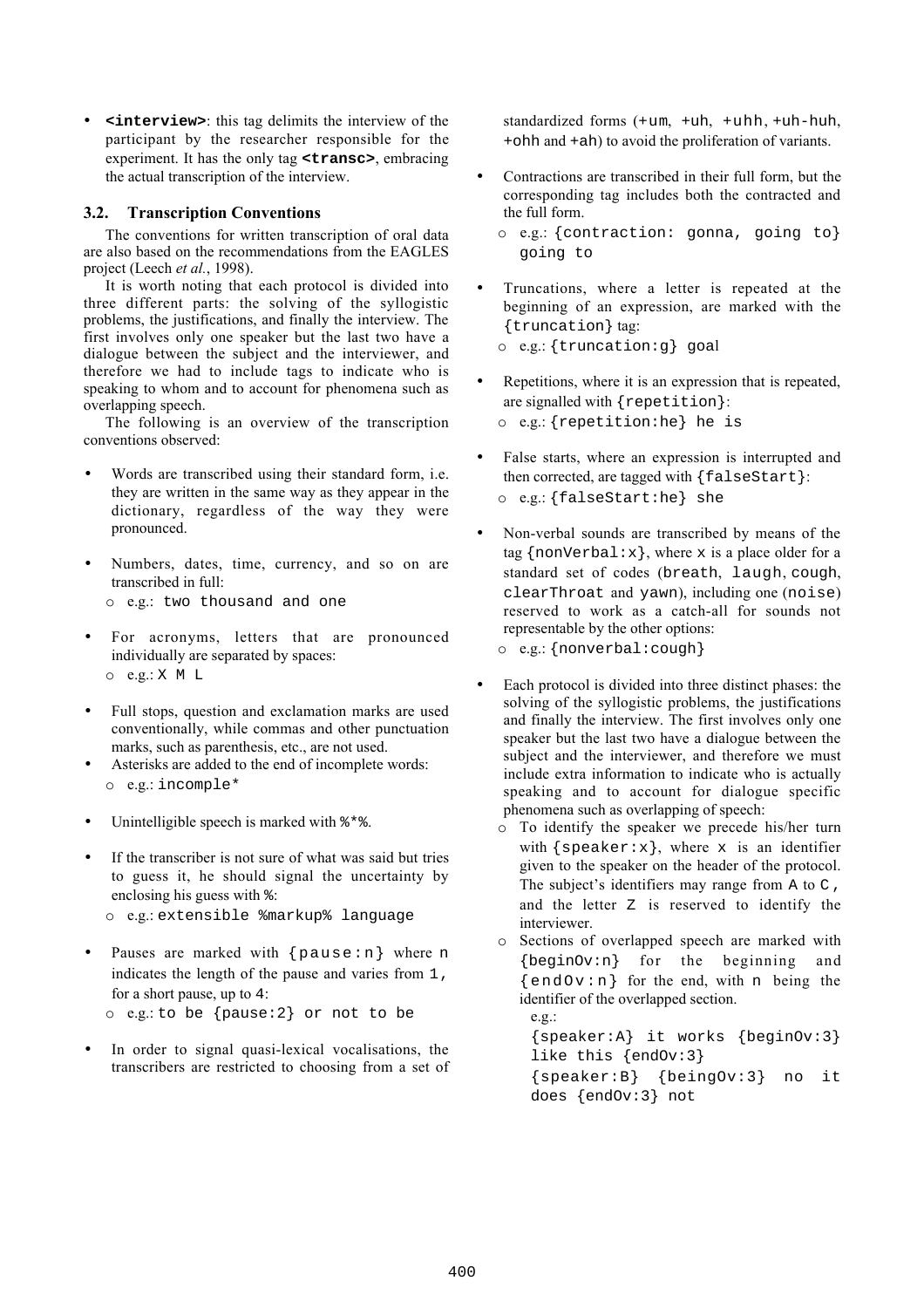- **`<interview>`**: this tag delimits the interview of the participant by the researcher responsible for the experiment. It has the only tag **`<transc>`**, embracing the actual transcription of the interview.

### 3.2. Transcription Conventions

The conventions for written transcription of oral data are also based on the recommendations from the EAGLES project (Leech *et al.*, 1998).

It is worth noting that each protocol is divided into three different parts: the solving of the syllogistic problems, the justifications, and finally the interview. The first involves only one speaker but the last two have a dialogue between the subject and the interviewer, and therefore we had to include tags to indicate who is speaking to whom and to account for phenomena such as overlapping speech.

The following is an overview of the transcription conventions observed:

- Words are transcribed using their standard form, i.e. they are written in the same way as they appear in the dictionary, regardless of the way they were pronounced.

- Numbers, dates, time, currency, and so on are transcribed in full:
  - e.g.: `two thousand and one`

- For acronyms, letters that are pronounced individually are separated by spaces:
  - e.g.: `X M L`

- Full stops, question and exclamation marks are used conventionally, while commas and other punctuation marks, such as parenthesis, etc., are not used.
- Asterisks are added to the end of incomplete words:
  - e.g.: `incomple*`

- Unintelligible speech is marked with `%*%`.

- If the transcriber is not sure of what was said but tries to guess it, he should signal the uncertainty by enclosing his guess with `%`:
  - e.g.: `extensible %markup% language`

- Pauses are marked with `{pause:n}` where `n` indicates the length of the pause and varies from `1`, for a short pause, up to `4`:
  - e.g.: `to be {pause:2} or not to be`

- In order to signal quasi-lexical vocalisations, the transcribers are restricted to choosing from a set of standardized forms (`+um`, `+uh`, `+uhh`, `+uh-huh`, `+ohh` and `+ah`) to avoid the proliferation of variants.

- Contractions are transcribed in their full form, but the corresponding tag includes both the contracted and the full form.
  - e.g.: `{contraction: gonna, going to} going to`

- Truncations, where a letter is repeated at the beginning of an expression, are marked with the `{truncation}` tag:
  - e.g.: `{truncation:g} goal`

- Repetitions, where it is an expression that is repeated, are signalled with `{repetition}`:
  - e.g.: `{repetition:he} he is`

- False starts, where an expression is interrupted and then corrected, are tagged with `{falseStart}`:
  - e.g.: `{falseStart:he} she`

- Non-verbal sounds are transcribed by means of the tag `{nonVerbal:x}`, where `x` is a place older for a standard set of codes (`breath`, `laugh`, `cough`, `clearThroat` and `yawn`), including one (`noise`) reserved to work as a catch-all for sounds not representable by the other options:
  - e.g.: `{nonverbal:cough}`

- Each protocol is divided into three distinct phases: the solving of the syllogistic problems, the justifications and finally the interview. The first involves only one speaker but the last two have a dialogue between the subject and the interviewer, and therefore we must include extra information to indicate who is actually speaking and to account for dialogue specific phenomena such as overlapping of speech:
  - To identify the speaker we precede his/her turn with `{speaker:x}`, where `x` is an identifier given to the speaker on the header of the protocol. The subject's identifiers may range from `A` to `C`, and the letter `Z` is reserved to identify the interviewer.
  - Sections of overlapped speech are marked with `{beginOv:n}` for the beginning and `{endOv:n}` for the end, with `n` being the identifier of the overlapped section.

    e.g.:

    `{speaker:A} it works {beginOv:3} like this {endOv:3}`

    `{speaker:B} {beingOv:3} no it does {endOv:3} not`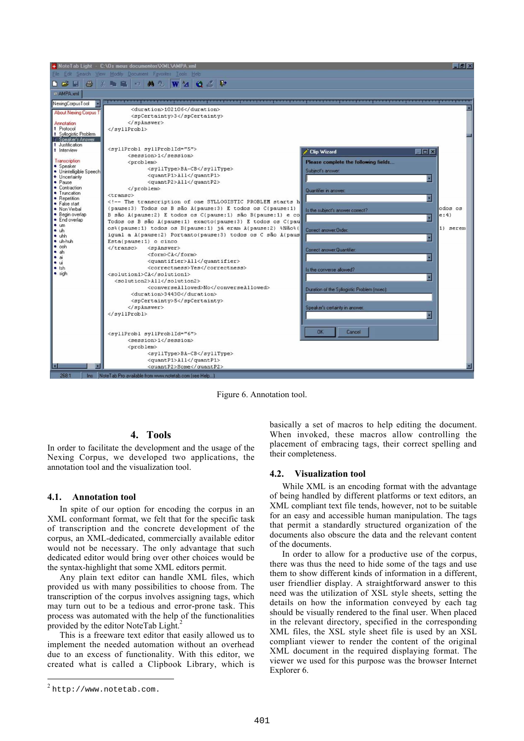Figure 6. Annotation tool.

## 4. Tools

In order to facilitate the development and the usage of the Nexing Corpus, we developed two applications, the annotation tool and the visualization tool.

### 4.1. Annotation tool

In spite of our option for encoding the corpus in an XML conformant format, we felt that for the specific task of transcription and the concrete development of the corpus, an XML-dedicated, commercially available editor would not be necessary. The only advantage that such dedicated editor would bring over other choices would be the syntax-highlight that some XML editors permit.

Any plain text editor can handle XML files, which provided us with many possibilities to choose from. The transcription of the corpus involves assigning tags, which may turn out to be a tedious and error-prone task. This process was automated with the help of the functionalities provided by the editor NoteTab Light.[2]

This is a freeware text editor that easily allowed us to implement the needed automation without an overhead due to an excess of functionality. With this editor, we created what is called a Clipbook Library, which is basically a set of macros to help editing the document. When invoked, these macros allow controlling the placement of embracing tags, their correct spelling and their completeness.

### 4.2. Visualization tool

While XML is an encoding format with the advantage of being handled by different platforms or text editors, an XML compliant text file tends, however, not to be suitable for an easy and accessible human manipulation. The tags that permit a standardly structured organization of the documents also obscure the data and the relevant content of the documents.

In order to allow for a productive use of the corpus, there was thus the need to hide some of the tags and use them to show different kinds of information in a different, user friendlier display. A straightforward answer to this need was the utilization of XSL style sheets, setting the details on how the information conveyed by each tag should be visually rendered to the final user. When placed in the relevant directory, specified in the corresponding XML files, the XSL style sheet file is used by an XSL compliant viewer to render the content of the original XML document in the required displaying format. The viewer we used for this purpose was the browser Internet Explorer 6.

[2] http://www.notetab.com.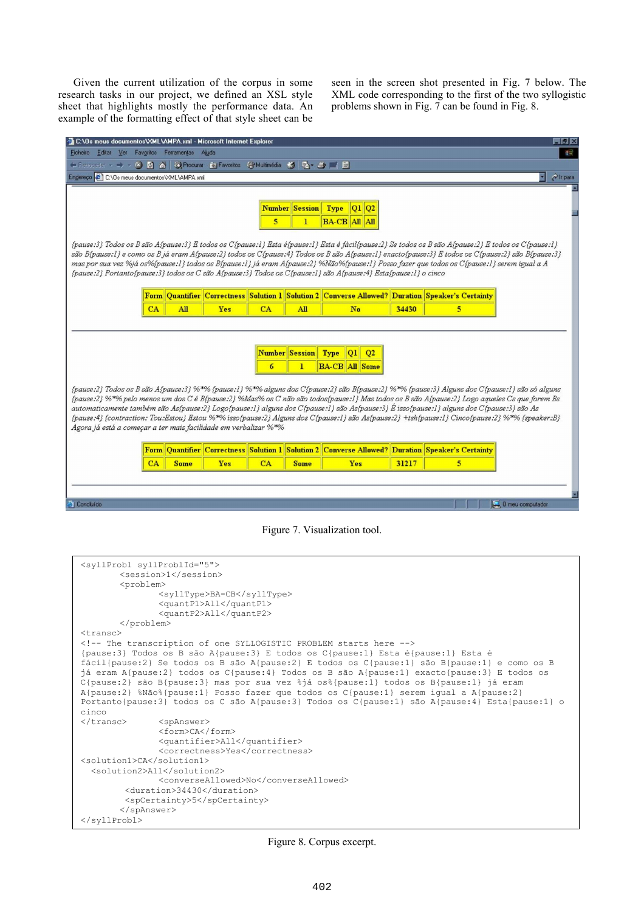Given the current utilization of the corpus in some research tasks in our project, we defined an XSL style sheet that highlights mostly the performance data. An example of the formatting effect of that style sheet can be seen in the screen shot presented in Fig. 7 below. The XML code corresponding to the first of the two syllogistic problems shown in Fig. 7 can be found in Fig. 8.

| Number | Session | Type | Q1 | Q2 |
|---|---|---|---|---|
| 5 | 1 | BA-CB | All | All |

*{pause:3} Todos os B são A{pause:3} E todos os C{pause:1} Esta é{pause:1} Esta é fácil{pause:2} Se todos os B são A{pause:2} E todos os C{pause:1} são B{pause:1} e como os B já eram A{pause:2} todos os C{pause:4} Todos os B são A{pause:1} exacto{pause:3} E todos os C{pause:2} são B{pause:3} mas por sua vez %já os%{pause:1} todos os B{pause:1} já eram A{pause:2} %Não%{pause:1} Posso fazer que todos os C{pause:1} serem igual a A {pause:2} Portanto{pause:3} todos os C são A{pause:3} Todos os C{pause:1} são A{pause:4} Esta{pause:1} o cinco*

| Form | Quantifier | Correctness | Solution 1 | Solution 2 | Converse Allowed? | Duration | Speaker's Certainty |
|---|---|---|---|---|---|---|---|
| CA | All | Yes | CA | All | No | 34430 | 5 |

| Number | Session | Type | Q1 | Q2 |
|---|---|---|---|---|
| 6 | 1 | BA-CB | All | Some |

*{pause:2} Todos os B são A{pause:3} %\*% {pause:1} %\*% alguns dos C{pause:2} são B{pause:2} %\*% {pause:3} Alguns dos C{pause:1} são só alguns {pause:2} %\*% pelo menos um dos C é B{pause:2} %Mas% os C não são todos{pause:1} Mas todos os B são A{pause:2} Logo aqueles Cs que forem Bs automaticamente também são As{pause:2} Logo{pause:1} alguns dos C{pause:1} são As{pause:3} É isso{pause:1} alguns dos C{pause:3} são As {pause:4} {contraction: Tou:Estou} Estou %\*% isso{pause:2} Alguns dos C{pause:1} são As{pause:2} +tsh{pause:1} Cinco{pause:2} %\*% {speaker:B} Agora já está a começar a ter mais facilidade em verbalizar %\*%*

| Form | Quantifier | Correctness | Solution 1 | Solution 2 | Converse Allowed? | Duration | Speaker's Certainty |
|---|---|---|---|---|---|---|---|
| CA | Some | Yes | CA | Some | Yes | 31217 | 5 |

Figure 7. Visualization tool.

```
<syllProbl syllProblId="5">
        <session>1</session>
        <problem>
                <syllType>BA-CB</syllType>
                <quantP1>All</quantP1>
                <quantP2>All</quantP2>
        </problem>
<transc>
<!-- The transcription of one SYLLOGISTIC PROBLEM starts here -->
{pause:3} Todos os B são A{pause:3} E todos os C{pause:1} Esta é{pause:1} Esta é
fácil{pause:2} Se todos os B são A{pause:2} E todos os C{pause:1} são B{pause:1} e como os B
já eram A{pause:2} todos os C{pause:4} Todos os B são A{pause:1} exacto{pause:3} E todos os
C{pause:2} são B{pause:3} mas por sua vez %já os%{pause:1} todos os B{pause:1} já eram
A{pause:2} %Não%{pause:1} Posso fazer que todos os C{pause:1} serem igual a A{pause:2}
Portanto{pause:3} todos os C são A{pause:3} Todos os C{pause:1} são A{pause:4} Esta{pause:1} o
cinco
</transc>       <spAnswer>
                <form>CA</form>
                <quantifier>All</quantifier>
                <correctness>Yes</correctness>
<solution1>CA</solution1>
  <solution2>All</solution2>
                <converseAllowed>No</converseAllowed>
         <duration>34430</duration>
         <spCertainty>5</spCertainty>
        </spAnswer>
</syllProbl>
```

Figure 8. Corpus excerpt.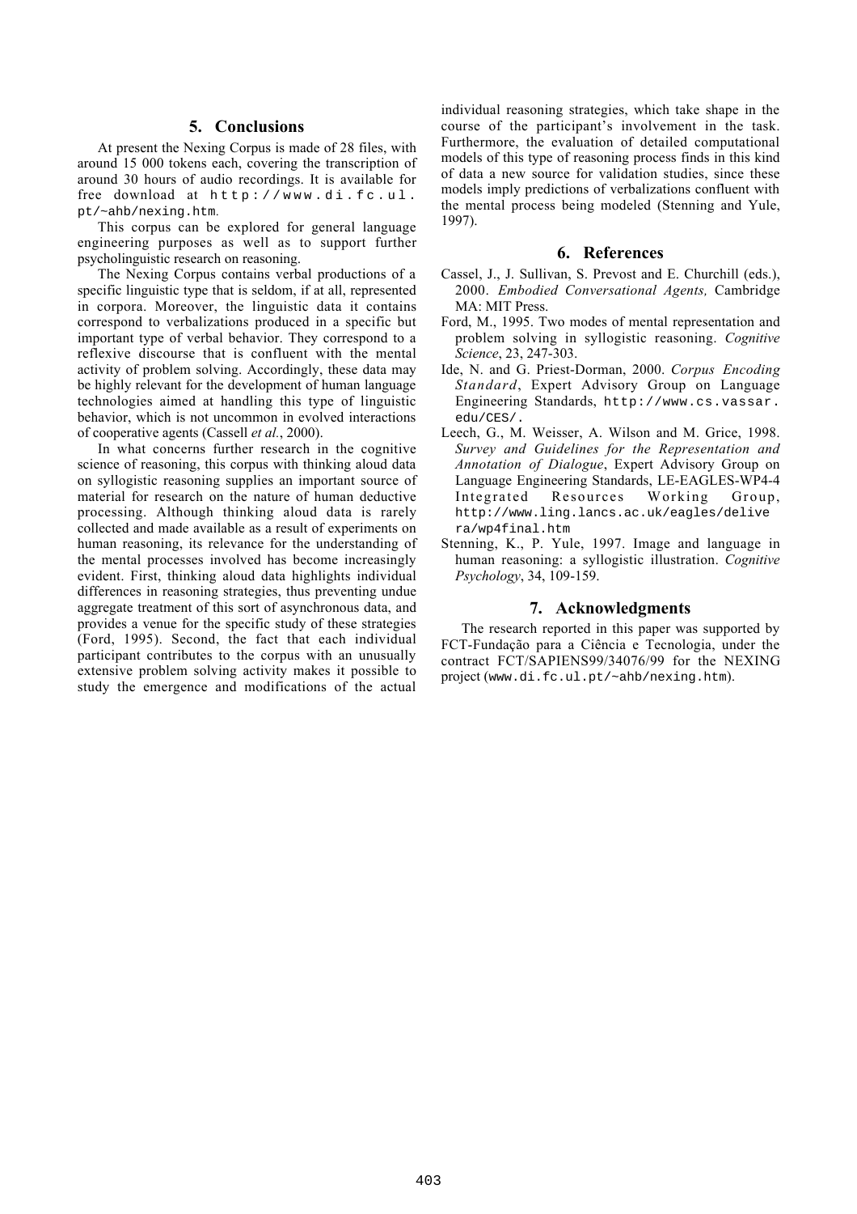## 5. Conclusions

At present the Nexing Corpus is made of 28 files, with around 15 000 tokens each, covering the transcription of around 30 hours of audio recordings. It is available for free download at http://www.di.fc.ul.pt/~ahb/nexing.htm.

This corpus can be explored for general language engineering purposes as well as to support further psycholinguistic research on reasoning.

The Nexing Corpus contains verbal productions of a specific linguistic type that is seldom, if at all, represented in corpora. Moreover, the linguistic data it contains correspond to verbalizations produced in a specific but important type of verbal behavior. They correspond to a reflexive discourse that is confluent with the mental activity of problem solving. Accordingly, these data may be highly relevant for the development of human language technologies aimed at handling this type of linguistic behavior, which is not uncommon in evolved interactions of cooperative agents (Cassell *et al.*, 2000).

In what concerns further research in the cognitive science of reasoning, this corpus with thinking aloud data on syllogistic reasoning supplies an important source of material for research on the nature of human deductive processing. Although thinking aloud data is rarely collected and made available as a result of experiments on human reasoning, its relevance for the understanding of the mental processes involved has become increasingly evident. First, thinking aloud data highlights individual differences in reasoning strategies, thus preventing undue aggregate treatment of this sort of asynchronous data, and provides a venue for the specific study of these strategies (Ford, 1995). Second, the fact that each individual participant contributes to the corpus with an unusually extensive problem solving activity makes it possible to study the emergence and modifications of the actual individual reasoning strategies, which take shape in the course of the participant's involvement in the task. Furthermore, the evaluation of detailed computational models of this type of reasoning process finds in this kind of data a new source for validation studies, since these models imply predictions of verbalizations confluent with the mental process being modeled (Stenning and Yule, 1997).

## 6. References

Cassel, J., J. Sullivan, S. Prevost and E. Churchill (eds.), 2000. *Embodied Conversational Agents,* Cambridge MA: MIT Press.

Ford, M., 1995. Two modes of mental representation and problem solving in syllogistic reasoning. *Cognitive Science*, 23, 247-303.

Ide, N. and G. Priest-Dorman, 2000. *Corpus Encoding Standard*, Expert Advisory Group on Language Engineering Standards, http://www.cs.vassar.edu/CES/.

Leech, G., M. Weisser, A. Wilson and M. Grice, 1998. *Survey and Guidelines for the Representation and Annotation of Dialogue*, Expert Advisory Group on Language Engineering Standards, LE-EAGLES-WP4-4 Integrated Resources Working Group, http://www.ling.lancs.ac.uk/eagles/delivera/wp4final.htm

Stenning, K., P. Yule, 1997. Image and language in human reasoning: a syllogistic illustration. *Cognitive Psychology*, 34, 109-159.

## 7. Acknowledgments

The research reported in this paper was supported by FCT-Fundação para a Ciência e Tecnologia, under the contract FCT/SAPIENS99/34076/99 for the NEXING project (www.di.fc.ul.pt/~ahb/nexing.htm).